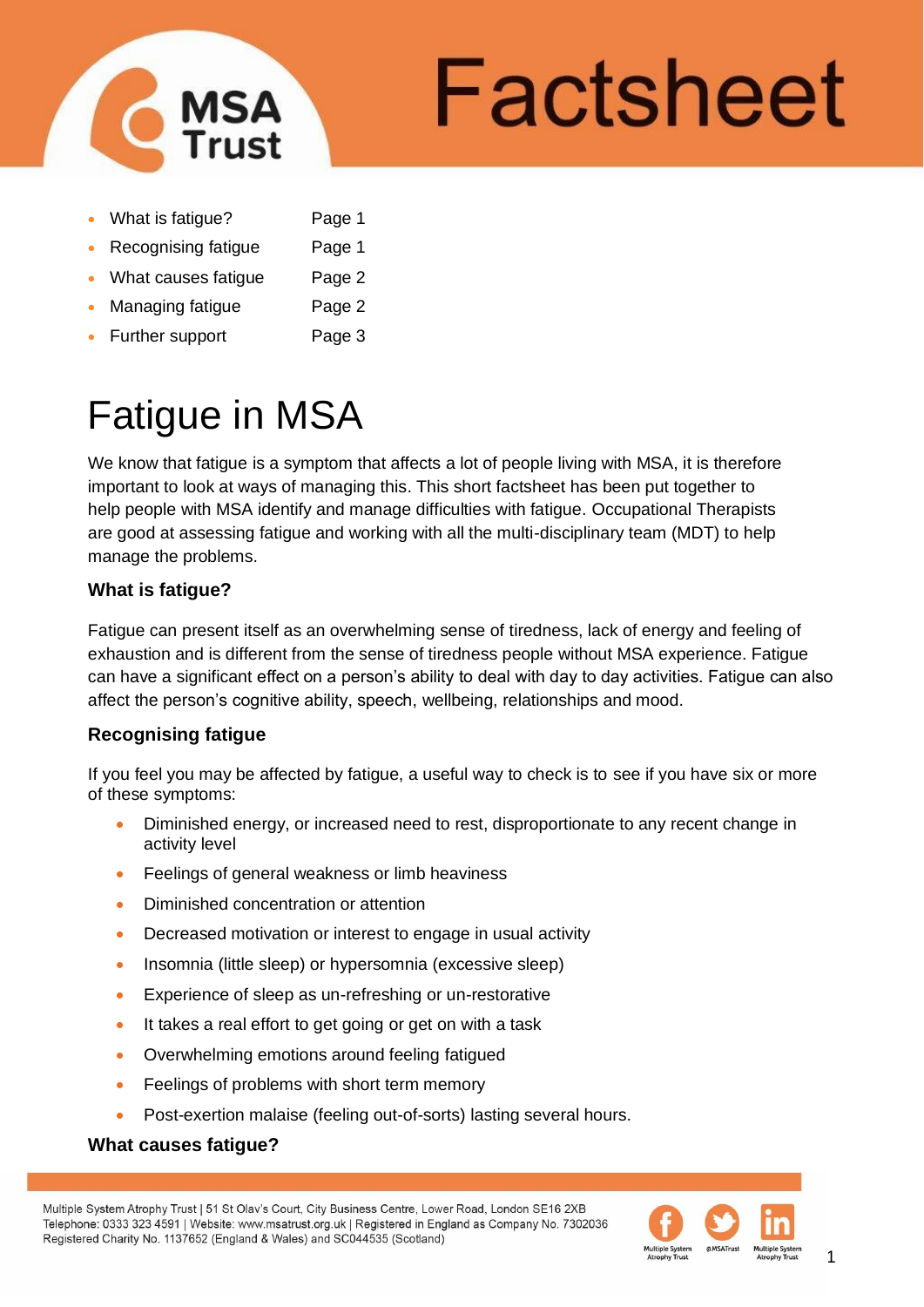Factsheet

- What is fatigue? Page 1
- Recognising fatigue Page 1
- What causes fatigue Page 2
- Managing fatigue Page 2
- Further support Page 3

# Fatigue in MSA

We know that fatigue is a symptom that affects a lot of people living with MSA, it is therefore important to look at ways of managing this. This short factsheet has been put together to help people with MSA identify and manage difficulties with fatigue. Occupational Therapists are good at assessing fatigue and working with all the multi-disciplinary team (MDT) to help manage the problems.

### What is fatigue?

Fatigue can present itself as an overwhelming sense of tiredness, lack of energy and feeling of exhaustion and is different from the sense of tiredness people without MSA experience. Fatigue can have a significant effect on a person's ability to deal with day to day activities. Fatigue can also affect the person's cognitive ability, speech, wellbeing, relationships and mood.

### Recognising fatigue

If you feel you may be affected by fatigue, a useful way to check is to see if you have six or more of these symptoms:

- Diminished energy, or increased need to rest, disproportionate to any recent change in activity level
- Feelings of general weakness or limb heaviness
- Diminished concentration or attention
- Decreased motivation or interest to engage in usual activity
- Insomnia (little sleep) or hypersomnia (excessive sleep)
- Experience of sleep as un-refreshing or un-restorative
- It takes a real effort to get going or get on with a task
- Overwhelming emotions around feeling fatigued
- Feelings of problems with short term memory
- Post-exertion malaise (feeling out-of-sorts) lasting several hours.

### What causes fatigue?

Multiple System Atrophy Trust | 51 St Olav's Court, City Business Centre, Lower Road, London SE16 2XB
Telephone: 0333 323 4591 | Website: www.msatrust.org.uk | Registered in England as Company No. 7302036
Registered Charity No. 1137652 (England & Wales) and SC044535 (Scotland)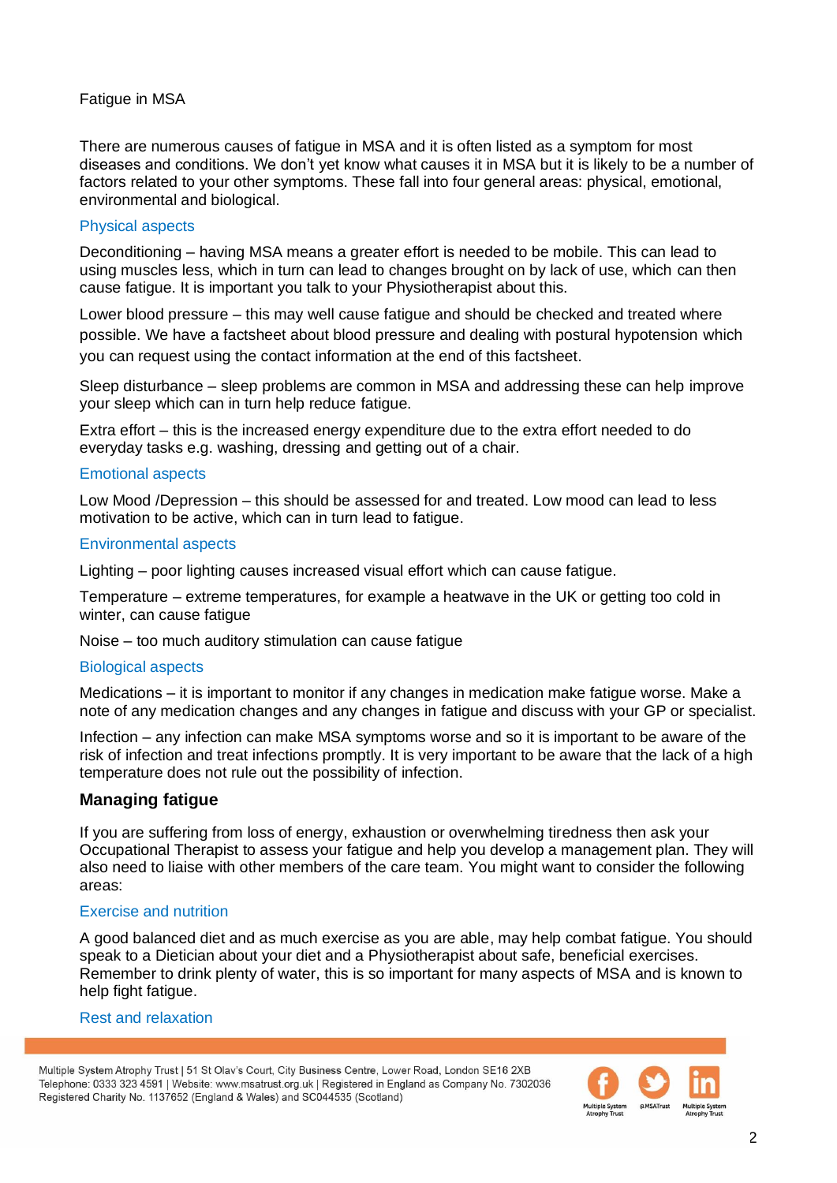Fatigue in MSA

There are numerous causes of fatigue in MSA and it is often listed as a symptom for most diseases and conditions. We don't yet know what causes it in MSA but it is likely to be a number of factors related to your other symptoms. These fall into four general areas: physical, emotional, environmental and biological.

### Physical aspects

Deconditioning – having MSA means a greater effort is needed to be mobile. This can lead to using muscles less, which in turn can lead to changes brought on by lack of use, which can then cause fatigue. It is important you talk to your Physiotherapist about this.

Lower blood pressure – this may well cause fatigue and should be checked and treated where possible. We have a factsheet about blood pressure and dealing with postural hypotension which you can request using the contact information at the end of this factsheet.

Sleep disturbance – sleep problems are common in MSA and addressing these can help improve your sleep which can in turn help reduce fatigue.

Extra effort – this is the increased energy expenditure due to the extra effort needed to do everyday tasks e.g. washing, dressing and getting out of a chair.

### Emotional aspects

Low Mood /Depression – this should be assessed for and treated. Low mood can lead to less motivation to be active, which can in turn lead to fatigue.

### Environmental aspects

Lighting – poor lighting causes increased visual effort which can cause fatigue.

Temperature – extreme temperatures, for example a heatwave in the UK or getting too cold in winter, can cause fatigue

Noise – too much auditory stimulation can cause fatigue

### Biological aspects

Medications – it is important to monitor if any changes in medication make fatigue worse. Make a note of any medication changes and any changes in fatigue and discuss with your GP or specialist.

Infection – any infection can make MSA symptoms worse and so it is important to be aware of the risk of infection and treat infections promptly. It is very important to be aware that the lack of a high temperature does not rule out the possibility of infection.

## Managing fatigue

If you are suffering from loss of energy, exhaustion or overwhelming tiredness then ask your Occupational Therapist to assess your fatigue and help you develop a management plan. They will also need to liaise with other members of the care team. You might want to consider the following areas:

### Exercise and nutrition

A good balanced diet and as much exercise as you are able, may help combat fatigue. You should speak to a Dietician about your diet and a Physiotherapist about safe, beneficial exercises. Remember to drink plenty of water, this is so important for many aspects of MSA and is known to help fight fatigue.

### Rest and relaxation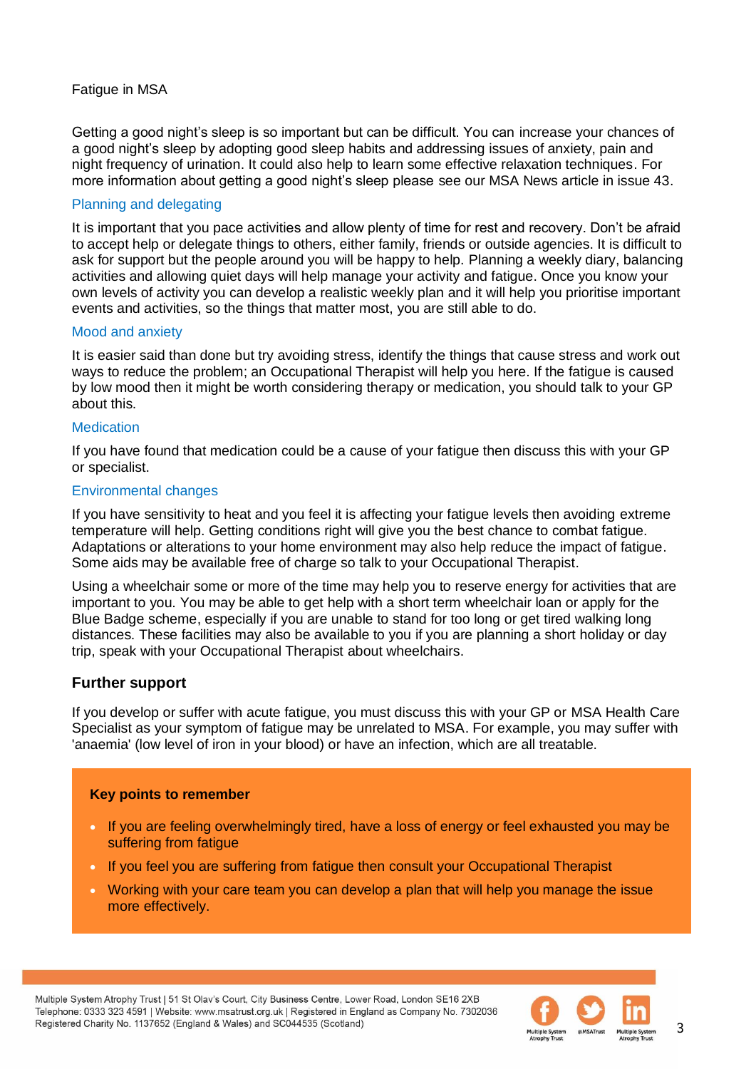Fatigue in MSA

Getting a good night's sleep is so important but can be difficult. You can increase your chances of a good night's sleep by adopting good sleep habits and addressing issues of anxiety, pain and night frequency of urination. It could also help to learn some effective relaxation techniques. For more information about getting a good night's sleep please see our MSA News article in issue 43.

### Planning and delegating

It is important that you pace activities and allow plenty of time for rest and recovery. Don't be afraid to accept help or delegate things to others, either family, friends or outside agencies. It is difficult to ask for support but the people around you will be happy to help. Planning a weekly diary, balancing activities and allowing quiet days will help manage your activity and fatigue. Once you know your own levels of activity you can develop a realistic weekly plan and it will help you prioritise important events and activities, so the things that matter most, you are still able to do.

### Mood and anxiety

It is easier said than done but try avoiding stress, identify the things that cause stress and work out ways to reduce the problem; an Occupational Therapist will help you here. If the fatigue is caused by low mood then it might be worth considering therapy or medication, you should talk to your GP about this.

### Medication

If you have found that medication could be a cause of your fatigue then discuss this with your GP or specialist.

### Environmental changes

If you have sensitivity to heat and you feel it is affecting your fatigue levels then avoiding extreme temperature will help. Getting conditions right will give you the best chance to combat fatigue. Adaptations or alterations to your home environment may also help reduce the impact of fatigue. Some aids may be available free of charge so talk to your Occupational Therapist.

Using a wheelchair some or more of the time may help you to reserve energy for activities that are important to you. You may be able to get help with a short term wheelchair loan or apply for the Blue Badge scheme, especially if you are unable to stand for too long or get tired walking long distances. These facilities may also be available to you if you are planning a short holiday or day trip, speak with your Occupational Therapist about wheelchairs.

## Further support

If you develop or suffer with acute fatigue, you must discuss this with your GP or MSA Health Care Specialist as your symptom of fatigue may be unrelated to MSA. For example, you may suffer with 'anaemia' (low level of iron in your blood) or have an infection, which are all treatable.

**Key points to remember**

- If you are feeling overwhelmingly tired, have a loss of energy or feel exhausted you may be suffering from fatigue
- If you feel you are suffering from fatigue then consult your Occupational Therapist
- Working with your care team you can develop a plan that will help you manage the issue more effectively.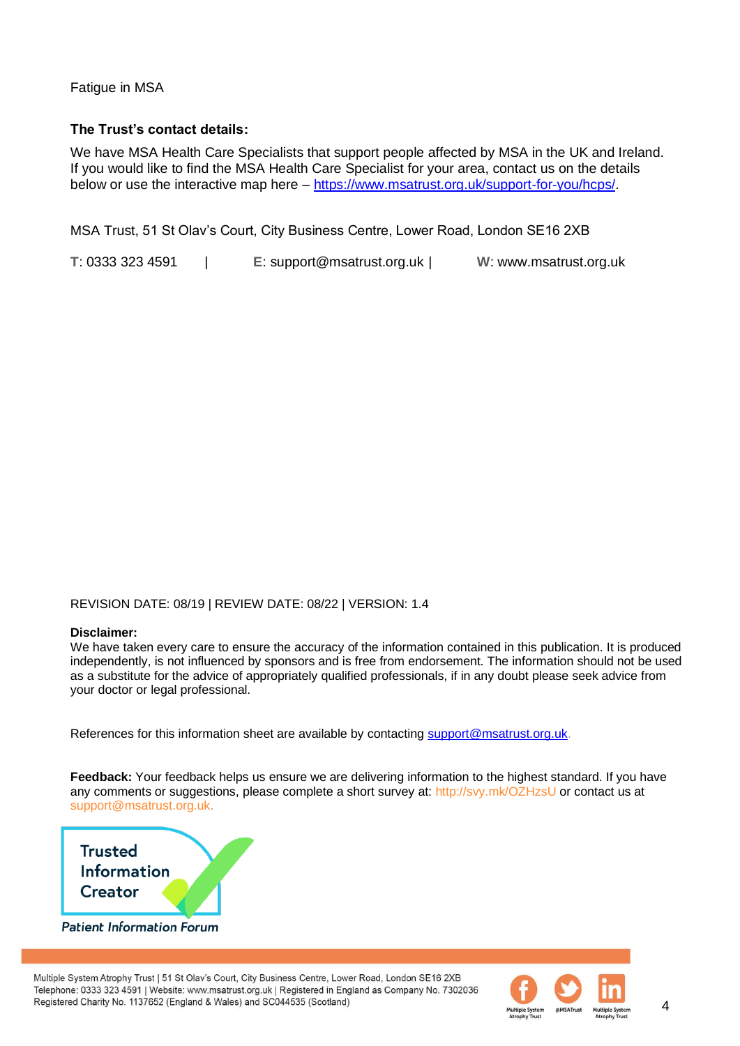Fatigue in MSA

**The Trust's contact details:**

We have MSA Health Care Specialists that support people affected by MSA in the UK and Ireland. If you would like to find the MSA Health Care Specialist for your area, contact us on the details below or use the interactive map here – https://www.msatrust.org.uk/support-for-you/hcps/.

MSA Trust, 51 St Olav's Court, City Business Centre, Lower Road, London SE16 2XB

**T**: 0333 323 4591 | **E**: support@msatrust.org.uk | **W**: www.msatrust.org.uk

REVISION DATE: 08/19 | REVIEW DATE: 08/22 | VERSION: 1.4

**Disclaimer:**
We have taken every care to ensure the accuracy of the information contained in this publication. It is produced independently, is not influenced by sponsors and is free from endorsement. The information should not be used as a substitute for the advice of appropriately qualified professionals, if in any doubt please seek advice from your doctor or legal professional.

References for this information sheet are available by contacting support@msatrust.org.uk.

**Feedback:** Your feedback helps us ensure we are delivering information to the highest standard. If you have any comments or suggestions, please complete a short survey at: http://svy.mk/OZHzsU or contact us at support@msatrust.org.uk.

Trusted Information Creator

*Patient Information Forum*

Multiple System Atrophy Trust | 51 St Olav's Court, City Business Centre, Lower Road, London SE16 2XB
Telephone: 0333 323 4591 | Website: www.msatrust.org.uk | Registered in England as Company No. 7302036
Registered Charity No. 1137652 (England & Wales) and SC044535 (Scotland)

Multiple System Atrophy Trust | @MSATrust | Multiple System Atrophy Trust